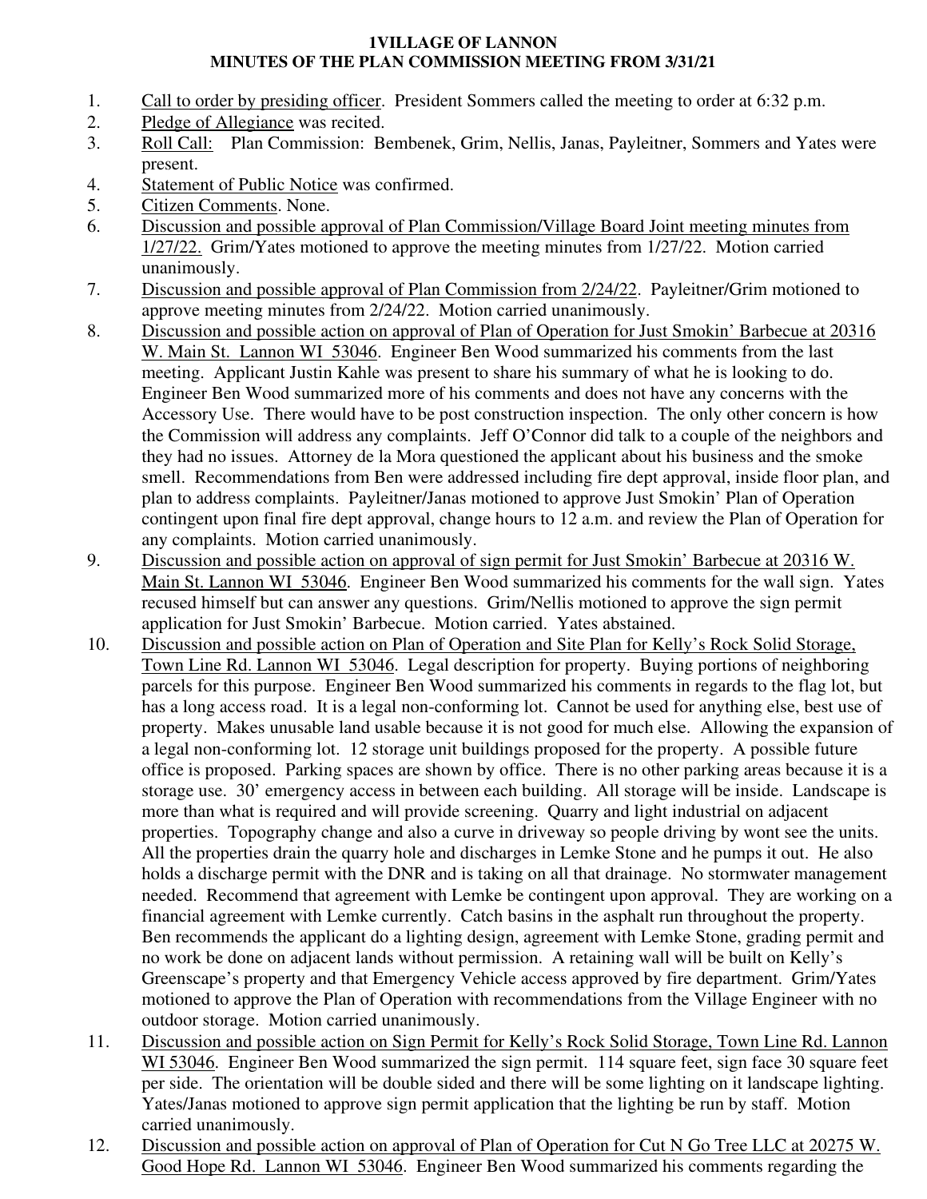# 1VILLAGE OF LANNON
## MINUTES OF THE PLAN COMMISSION MEETING FROM 3/31/21

1. Call to order by presiding officer. President Sommers called the meeting to order at 6:32 p.m.
2. Pledge of Allegiance was recited.
3. Roll Call: Plan Commission: Bembenek, Grim, Nellis, Janas, Payleitner, Sommers and Yates were present.
4. Statement of Public Notice was confirmed.
5. Citizen Comments. None.
6. Discussion and possible approval of Plan Commission/Village Board Joint meeting minutes from 1/27/22. Grim/Yates motioned to approve the meeting minutes from 1/27/22. Motion carried unanimously.
7. Discussion and possible approval of Plan Commission from 2/24/22. Payleitner/Grim motioned to approve meeting minutes from 2/24/22. Motion carried unanimously.
8. Discussion and possible action on approval of Plan of Operation for Just Smokin' Barbecue at 20316 W. Main St. Lannon WI 53046. Engineer Ben Wood summarized his comments from the last meeting. Applicant Justin Kahle was present to share his summary of what he is looking to do. Engineer Ben Wood summarized more of his comments and does not have any concerns with the Accessory Use. There would have to be post construction inspection. The only other concern is how the Commission will address any complaints. Jeff O'Connor did talk to a couple of the neighbors and they had no issues. Attorney de la Mora questioned the applicant about his business and the smoke smell. Recommendations from Ben were addressed including fire dept approval, inside floor plan, and plan to address complaints. Payleitner/Janas motioned to approve Just Smokin' Plan of Operation contingent upon final fire dept approval, change hours to 12 a.m. and review the Plan of Operation for any complaints. Motion carried unanimously.
9. Discussion and possible action on approval of sign permit for Just Smokin' Barbecue at 20316 W. Main St. Lannon WI 53046. Engineer Ben Wood summarized his comments for the wall sign. Yates recused himself but can answer any questions. Grim/Nellis motioned to approve the sign permit application for Just Smokin' Barbecue. Motion carried. Yates abstained.
10. Discussion and possible action on Plan of Operation and Site Plan for Kelly's Rock Solid Storage, Town Line Rd. Lannon WI 53046. Legal description for property. Buying portions of neighboring parcels for this purpose. Engineer Ben Wood summarized his comments in regards to the flag lot, but has a long access road. It is a legal non-conforming lot. Cannot be used for anything else, best use of property. Makes unusable land usable because it is not good for much else. Allowing the expansion of a legal non-conforming lot. 12 storage unit buildings proposed for the property. A possible future office is proposed. Parking spaces are shown by office. There is no other parking areas because it is a storage use. 30' emergency access in between each building. All storage will be inside. Landscape is more than what is required and will provide screening. Quarry and light industrial on adjacent properties. Topography change and also a curve in driveway so people driving by wont see the units. All the properties drain the quarry hole and discharges in Lemke Stone and he pumps it out. He also holds a discharge permit with the DNR and is taking on all that drainage. No stormwater management needed. Recommend that agreement with Lemke be contingent upon approval. They are working on a financial agreement with Lemke currently. Catch basins in the asphalt run throughout the property. Ben recommends the applicant do a lighting design, agreement with Lemke Stone, grading permit and no work be done on adjacent lands without permission. A retaining wall will be built on Kelly's Greenscape's property and that Emergency Vehicle access approved by fire department. Grim/Yates motioned to approve the Plan of Operation with recommendations from the Village Engineer with no outdoor storage. Motion carried unanimously.
11. Discussion and possible action on Sign Permit for Kelly's Rock Solid Storage, Town Line Rd. Lannon WI 53046. Engineer Ben Wood summarized the sign permit. 114 square feet, sign face 30 square feet per side. The orientation will be double sided and there will be some lighting on it landscape lighting. Yates/Janas motioned to approve sign permit application that the lighting be run by staff. Motion carried unanimously.
12. Discussion and possible action on approval of Plan of Operation for Cut N Go Tree LLC at 20275 W. Good Hope Rd. Lannon WI 53046. Engineer Ben Wood summarized his comments regarding the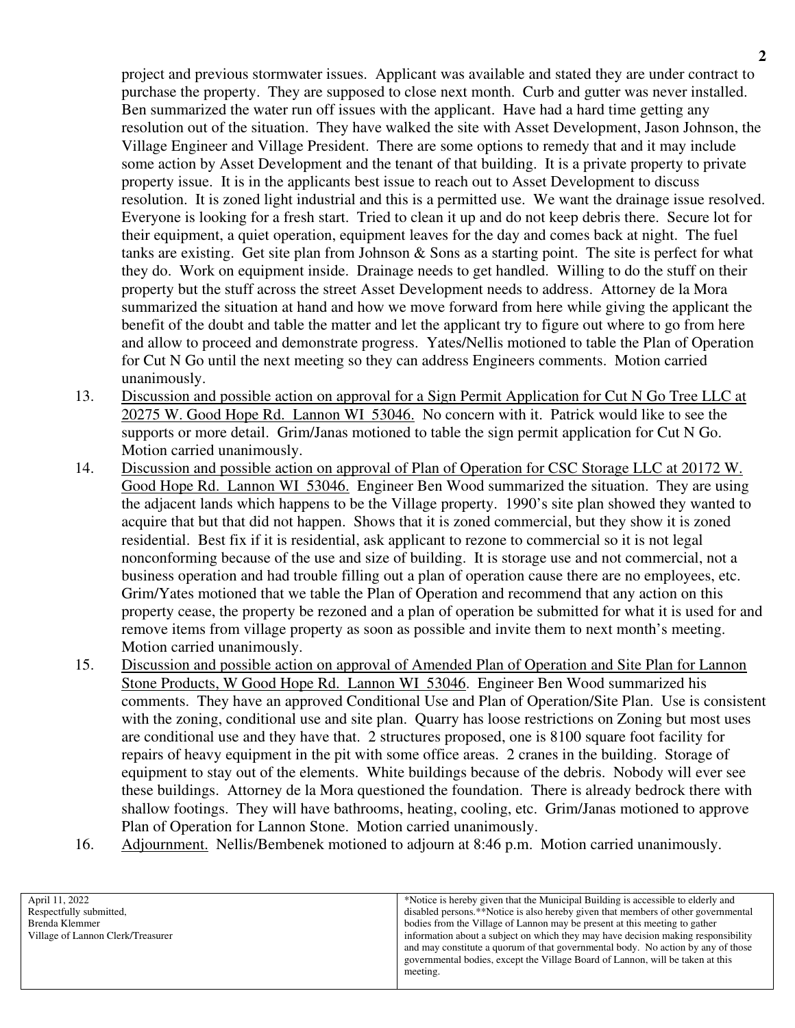project and previous stormwater issues. Applicant was available and stated they are under contract to purchase the property. They are supposed to close next month. Curb and gutter was never installed. Ben summarized the water run off issues with the applicant. Have had a hard time getting any resolution out of the situation. They have walked the site with Asset Development, Jason Johnson, the Village Engineer and Village President. There are some options to remedy that and it may include some action by Asset Development and the tenant of that building. It is a private property to private property issue. It is in the applicants best issue to reach out to Asset Development to discuss resolution. It is zoned light industrial and this is a permitted use. We want the drainage issue resolved. Everyone is looking for a fresh start. Tried to clean it up and do not keep debris there. Secure lot for their equipment, a quiet operation, equipment leaves for the day and comes back at night. The fuel tanks are existing. Get site plan from Johnson & Sons as a starting point. The site is perfect for what they do. Work on equipment inside. Drainage needs to get handled. Willing to do the stuff on their property but the stuff across the street Asset Development needs to address. Attorney de la Mora summarized the situation at hand and how we move forward from here while giving the applicant the benefit of the doubt and table the matter and let the applicant try to figure out where to go from here and allow to proceed and demonstrate progress. Yates/Nellis motioned to table the Plan of Operation for Cut N Go until the next meeting so they can address Engineers comments. Motion carried unanimously.

13. Discussion and possible action on approval for a Sign Permit Application for Cut N Go Tree LLC at 20275 W. Good Hope Rd. Lannon WI 53046. No concern with it. Patrick would like to see the supports or more detail. Grim/Janas motioned to table the sign permit application for Cut N Go. Motion carried unanimously.

14. Discussion and possible action on approval of Plan of Operation for CSC Storage LLC at 20172 W. Good Hope Rd. Lannon WI 53046. Engineer Ben Wood summarized the situation. They are using the adjacent lands which happens to be the Village property. 1990's site plan showed they wanted to acquire that but that did not happen. Shows that it is zoned commercial, but they show it is zoned residential. Best fix if it is residential, ask applicant to rezone to commercial so it is not legal nonconforming because of the use and size of building. It is storage use and not commercial, not a business operation and had trouble filling out a plan of operation cause there are no employees, etc. Grim/Yates motioned that we table the Plan of Operation and recommend that any action on this property cease, the property be rezoned and a plan of operation be submitted for what it is used for and remove items from village property as soon as possible and invite them to next month's meeting. Motion carried unanimously.

15. Discussion and possible action on approval of Amended Plan of Operation and Site Plan for Lannon Stone Products, W Good Hope Rd. Lannon WI 53046. Engineer Ben Wood summarized his comments. They have an approved Conditional Use and Plan of Operation/Site Plan. Use is consistent with the zoning, conditional use and site plan. Quarry has loose restrictions on Zoning but most uses are conditional use and they have that. 2 structures proposed, one is 8100 square foot facility for repairs of heavy equipment in the pit with some office areas. 2 cranes in the building. Storage of equipment to stay out of the elements. White buildings because of the debris. Nobody will ever see these buildings. Attorney de la Mora questioned the foundation. There is already bedrock there with shallow footings. They will have bathrooms, heating, cooling, etc. Grim/Janas motioned to approve Plan of Operation for Lannon Stone. Motion carried unanimously.

16. Adjournment. Nellis/Bembenek motioned to adjourn at 8:46 p.m. Motion carried unanimously.

| | |
|---|---|
| April 11, 2022<br>Respectfully submitted,<br>Brenda Klemmer<br>Village of Lannon Clerk/Treasurer | *Notice is hereby given that the Municipal Building is accessible to elderly and disabled persons.**Notice is also hereby given that members of other governmental bodies from the Village of Lannon may be present at this meeting to gather information about a subject on which they may have decision making responsibility and may constitute a quorum of that governmental body. No action by any of those governmental bodies, except the Village Board of Lannon, will be taken at this meeting. |